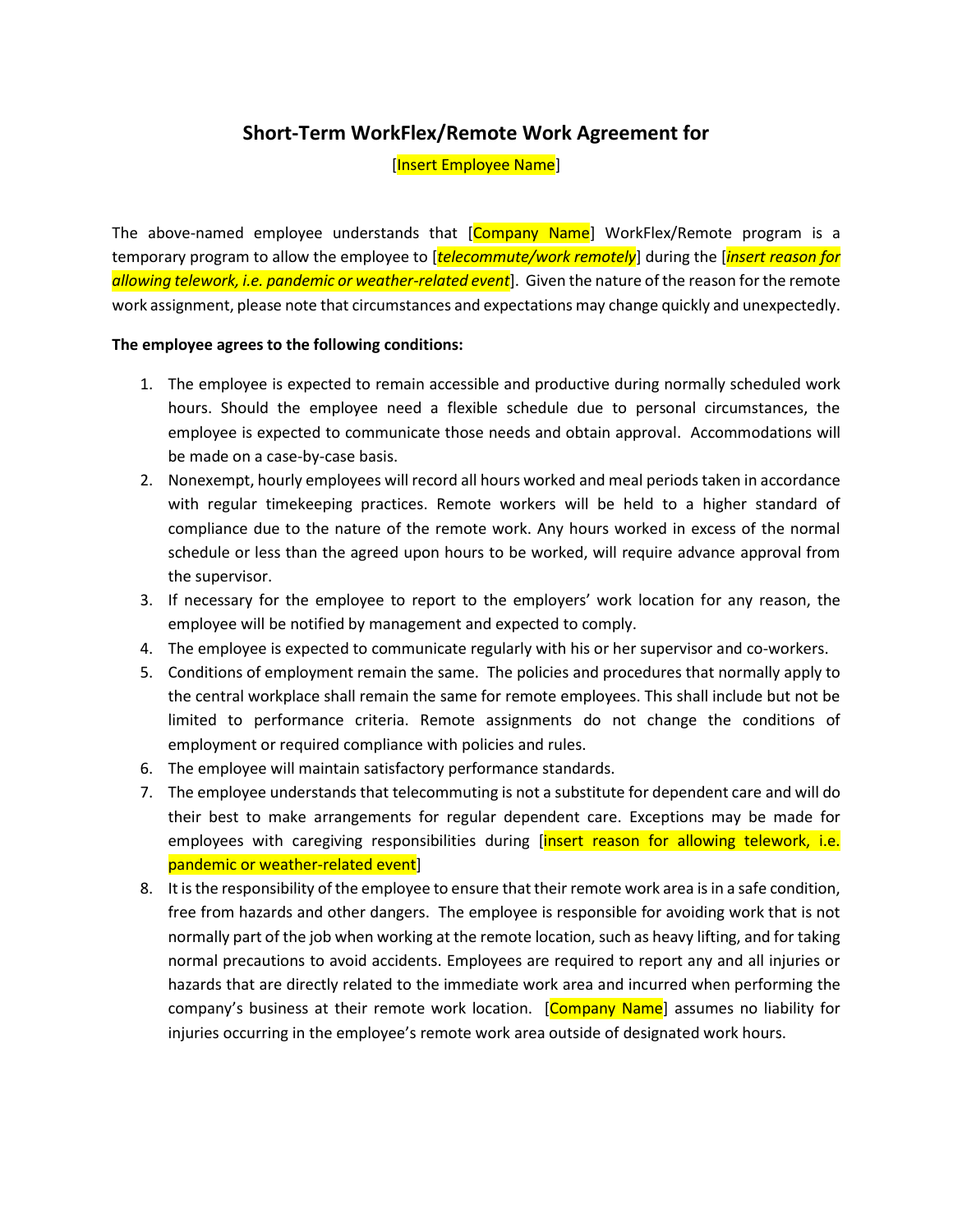# Short-Term WorkFlex/Remote Work Agreement for

[Insert Employee Name]

The above-named employee understands that [Company Name] WorkFlex/Remote program is a temporary program to allow the employee to [*telecommute/work remotely*] during the [*insert reason for allowing telework, i.e. pandemic or weather-related event*]. Given the nature of the reason for the remote work assignment, please note that circumstances and expectations may change quickly and unexpectedly.

**The employee agrees to the following conditions:**

1. The employee is expected to remain accessible and productive during normally scheduled work hours. Should the employee need a flexible schedule due to personal circumstances, the employee is expected to communicate those needs and obtain approval. Accommodations will be made on a case-by-case basis.
2. Nonexempt, hourly employees will record all hours worked and meal periods taken in accordance with regular timekeeping practices. Remote workers will be held to a higher standard of compliance due to the nature of the remote work. Any hours worked in excess of the normal schedule or less than the agreed upon hours to be worked, will require advance approval from the supervisor.
3. If necessary for the employee to report to the employers' work location for any reason, the employee will be notified by management and expected to comply.
4. The employee is expected to communicate regularly with his or her supervisor and co-workers.
5. Conditions of employment remain the same. The policies and procedures that normally apply to the central workplace shall remain the same for remote employees. This shall include but not be limited to performance criteria. Remote assignments do not change the conditions of employment or required compliance with policies and rules.
6. The employee will maintain satisfactory performance standards.
7. The employee understands that telecommuting is not a substitute for dependent care and will do their best to make arrangements for regular dependent care. Exceptions may be made for employees with caregiving responsibilities during [insert reason for allowing telework, i.e. pandemic or weather-related event]
8. It is the responsibility of the employee to ensure that their remote work area is in a safe condition, free from hazards and other dangers. The employee is responsible for avoiding work that is not normally part of the job when working at the remote location, such as heavy lifting, and for taking normal precautions to avoid accidents. Employees are required to report any and all injuries or hazards that are directly related to the immediate work area and incurred when performing the company's business at their remote work location. [Company Name] assumes no liability for injuries occurring in the employee's remote work area outside of designated work hours.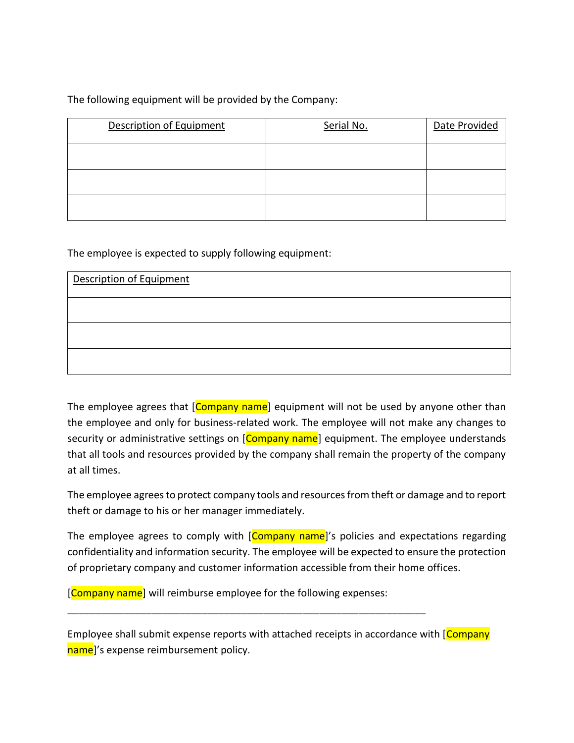The following equipment will be provided by the Company:

| Description of Equipment | Serial No. | Date Provided |
|---|---|---|
| | | |
| | | |
| | | |

The employee is expected to supply following equipment:

| Description of Equipment |
|---|
| |
| |
| |

The employee agrees that [Company name] equipment will not be used by anyone other than the employee and only for business-related work. The employee will not make any changes to security or administrative settings on [Company name] equipment. The employee understands that all tools and resources provided by the company shall remain the property of the company at all times.

The employee agrees to protect company tools and resources from theft or damage and to report theft or damage to his or her manager immediately.

The employee agrees to comply with [Company name]'s policies and expectations regarding confidentiality and information security. The employee will be expected to ensure the protection of proprietary company and customer information accessible from their home offices.

[Company name] will reimburse employee for the following expenses:

_______________________________________________________________

Employee shall submit expense reports with attached receipts in accordance with [Company name]'s expense reimbursement policy.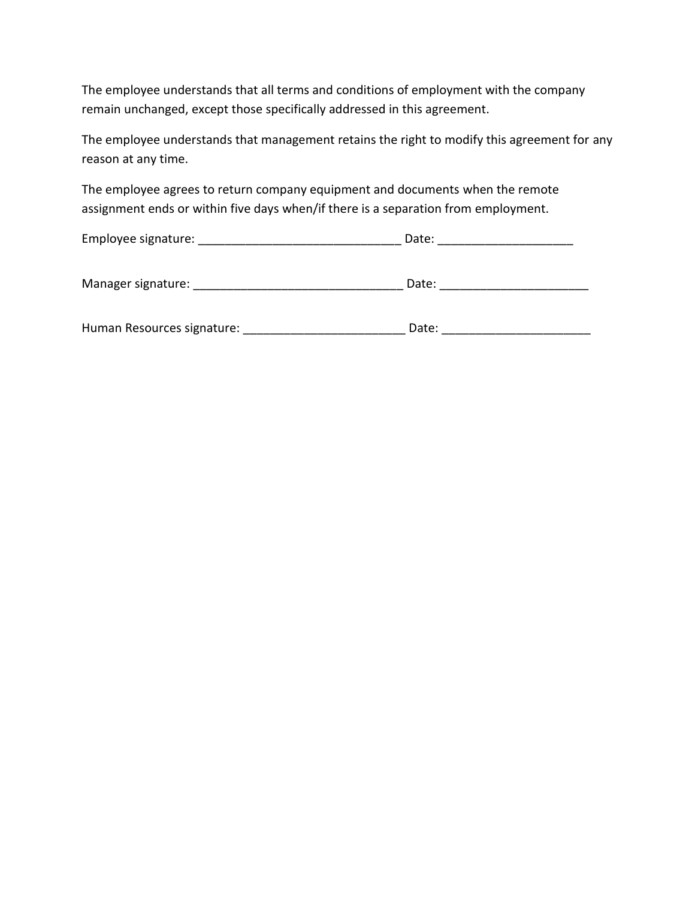The employee understands that all terms and conditions of employment with the company remain unchanged, except those specifically addressed in this agreement.

The employee understands that management retains the right to modify this agreement for any reason at any time.

The employee agrees to return company equipment and documents when the remote assignment ends or within five days when/if there is a separation from employment.

Employee signature: ______________________________ Date: ____________________

Manager signature: _______________________________ Date: ______________________

Human Resources signature: ________________________ Date: ______________________